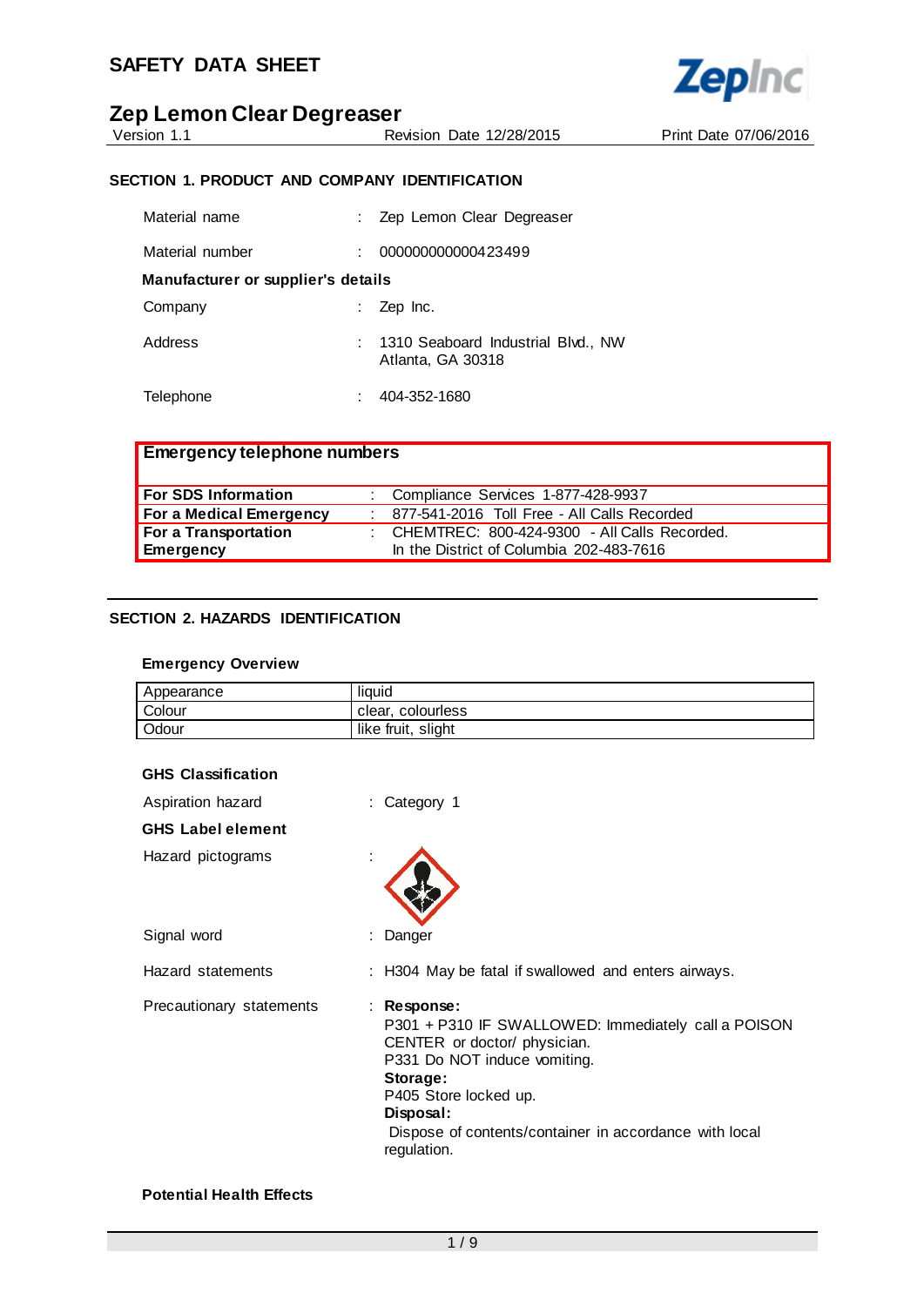# SAFETY DATA SHEET

## Zep Lemon Clear Degreaser

Version 1.1 Revision Date 12/28/2015 Print Date 07/06/2016

### SECTION 1. PRODUCT AND COMPANY IDENTIFICATION

Material name : Zep Lemon Clear Degreaser

Material number : 000000000000423499

**Manufacturer or supplier's details**

Company : Zep Inc.

Address : 1310 Seaboard Industrial Blvd., NW
Atlanta, GA 30318

Telephone : 404-352-1680

| Emergency telephone numbers | |
|---|---|
| **For SDS Information** | : Compliance Services 1-877-428-9937 |
| **For a Medical Emergency** | : 877-541-2016 Toll Free - All Calls Recorded |
| **For a Transportation Emergency** | : CHEMTREC: 800-424-9300 - All Calls Recorded. In the District of Columbia 202-483-7616 |

### SECTION 2. HAZARDS IDENTIFICATION

**Emergency Overview**

| Appearance | liquid |
|---|---|
| Colour | clear, colourless |
| Odour | like fruit, slight |

**GHS Classification**

Aspiration hazard : Category 1

**GHS Label element**

Hazard pictograms :

Signal word : Danger

Hazard statements : H304 May be fatal if swallowed and enters airways.

Precautionary statements : **Response:**
P301 + P310 IF SWALLOWED: Immediately call a POISON CENTER or doctor/ physician.
P331 Do NOT induce vomiting.
**Storage:**
P405 Store locked up.
**Disposal:**
Dispose of contents/container in accordance with local regulation.

**Potential Health Effects**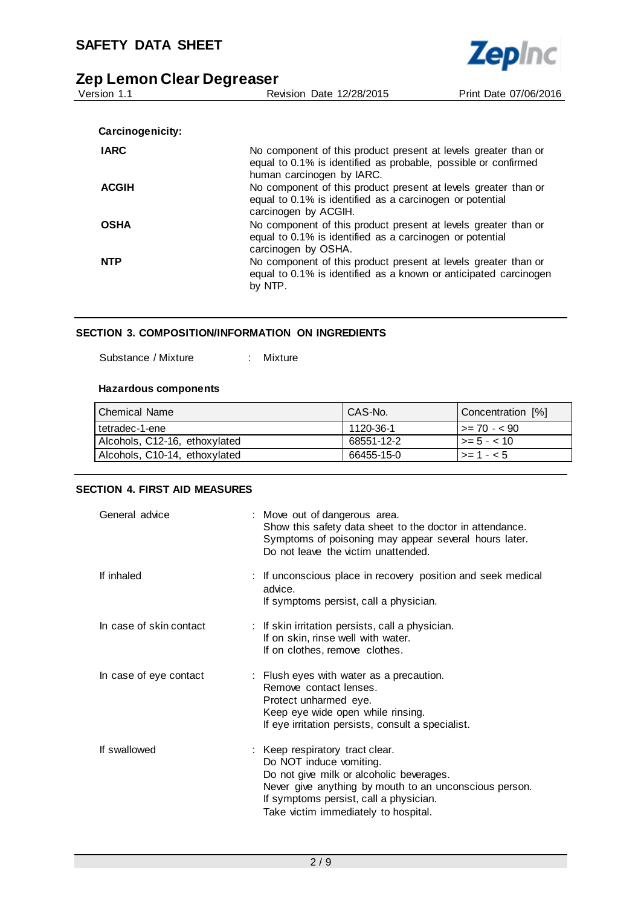**Carcinogenicity:**

| | |
|---|---|
| **IARC** | No component of this product present at levels greater than or equal to 0.1% is identified as probable, possible or confirmed human carcinogen by IARC. |
| **ACGIH** | No component of this product present at levels greater than or equal to 0.1% is identified as a carcinogen or potential carcinogen by ACGIH. |
| **OSHA** | No component of this product present at levels greater than or equal to 0.1% is identified as a carcinogen or potential carcinogen by OSHA. |
| **NTP** | No component of this product present at levels greater than or equal to 0.1% is identified as a known or anticipated carcinogen by NTP. |

## SECTION 3. COMPOSITION/INFORMATION ON INGREDIENTS

Substance / Mixture : Mixture

**Hazardous components**

| Chemical Name | CAS-No. | Concentration [%] |
|---|---|---|
| tetradec-1-ene | 1120-36-1 | >= 70 - < 90 |
| Alcohols, C12-16, ethoxylated | 68551-12-2 | >= 5 - < 10 |
| Alcohols, C10-14, ethoxylated | 66455-15-0 | >= 1 - < 5 |

## SECTION 4. FIRST AID MEASURES

General advice : Move out of dangerous area.
Show this safety data sheet to the doctor in attendance.
Symptoms of poisoning may appear several hours later.
Do not leave the victim unattended.

If inhaled : If unconscious place in recovery position and seek medical advice.
If symptoms persist, call a physician.

In case of skin contact : If skin irritation persists, call a physician.
If on skin, rinse well with water.
If on clothes, remove clothes.

In case of eye contact : Flush eyes with water as a precaution.
Remove contact lenses.
Protect unharmed eye.
Keep eye wide open while rinsing.
If eye irritation persists, consult a specialist.

If swallowed : Keep respiratory tract clear.
Do NOT induce vomiting.
Do not give milk or alcoholic beverages.
Never give anything by mouth to an unconscious person.
If symptoms persist, call a physician.
Take victim immediately to hospital.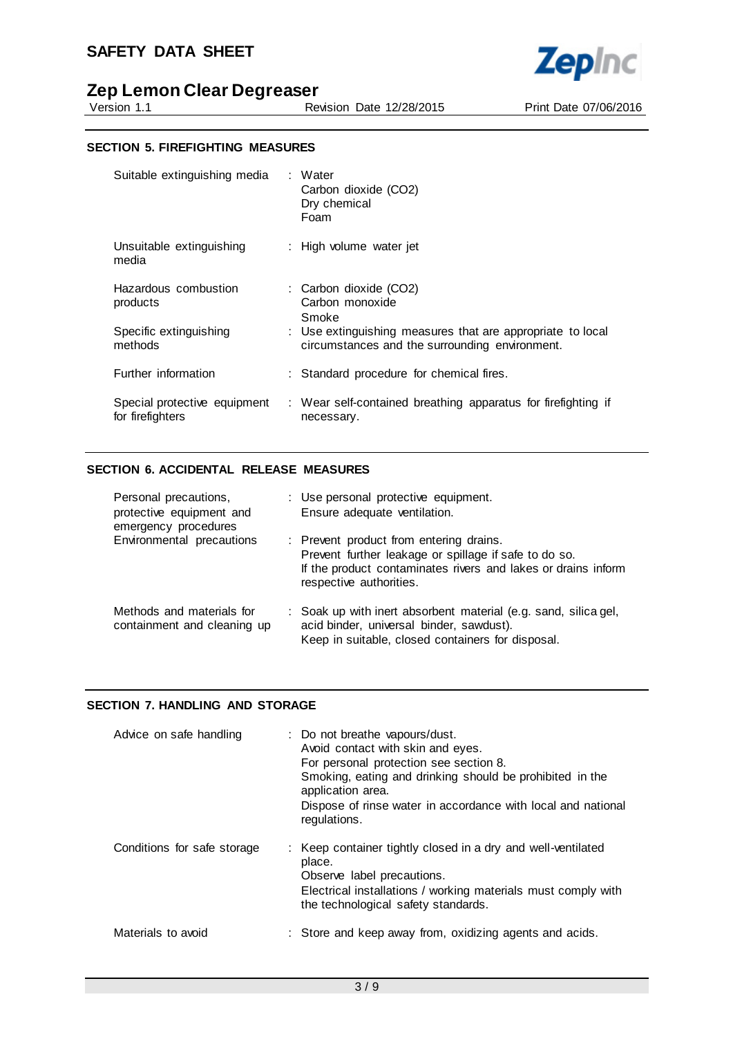## SECTION 5. FIREFIGHTING MEASURES

| | |
|---|---|
| Suitable extinguishing media | : Water<br>Carbon dioxide ($CO_2$)<br>Dry chemical<br>Foam |
| Unsuitable extinguishing media | : High volume water jet |
| Hazardous combustion products | : Carbon dioxide ($CO_2$)<br>Carbon monoxide<br>Smoke |
| Specific extinguishing methods | : Use extinguishing measures that are appropriate to local circumstances and the surrounding environment. |
| Further information | : Standard procedure for chemical fires. |
| Special protective equipment for firefighters | : Wear self-contained breathing apparatus for firefighting if necessary. |

## SECTION 6. ACCIDENTAL RELEASE MEASURES

| | |
|---|---|
| Personal precautions, protective equipment and emergency procedures | : Use personal protective equipment.<br>Ensure adequate ventilation. |
| Environmental precautions | : Prevent product from entering drains.<br>Prevent further leakage or spillage if safe to do so.<br>If the product contaminates rivers and lakes or drains inform respective authorities. |
| Methods and materials for containment and cleaning up | : Soak up with inert absorbent material (e.g. sand, silica gel, acid binder, universal binder, sawdust).<br>Keep in suitable, closed containers for disposal. |

## SECTION 7. HANDLING AND STORAGE

| | |
|---|---|
| Advice on safe handling | : Do not breathe vapours/dust.<br>Avoid contact with skin and eyes.<br>For personal protection see section 8.<br>Smoking, eating and drinking should be prohibited in the application area.<br>Dispose of rinse water in accordance with local and national regulations. |
| Conditions for safe storage | : Keep container tightly closed in a dry and well-ventilated place.<br>Observe label precautions.<br>Electrical installations / working materials must comply with the technological safety standards. |
| Materials to avoid | : Store and keep away from, oxidizing agents and acids. |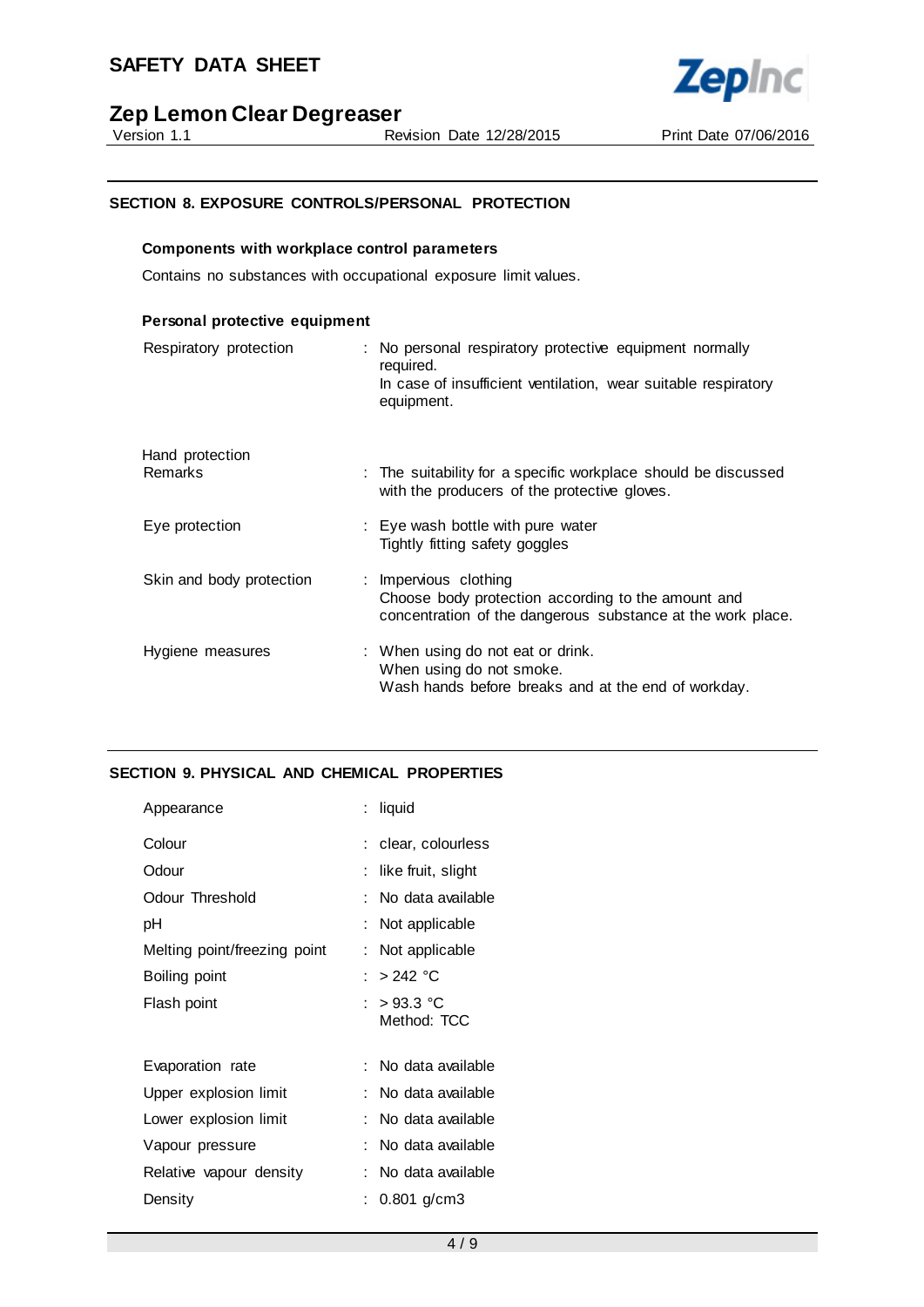## SECTION 8. EXPOSURE CONTROLS/PERSONAL PROTECTION

### Components with workplace control parameters

Contains no substances with occupational exposure limit values.

### Personal protective equipment

| | |
|---|---|
| Respiratory protection | : No personal respiratory protective equipment normally required. In case of insufficient ventilation, wear suitable respiratory equipment. |
| Hand protection | |
| Remarks | : The suitability for a specific workplace should be discussed with the producers of the protective gloves. |
| Eye protection | : Eye wash bottle with pure water<br>Tightly fitting safety goggles |
| Skin and body protection | : Impervious clothing<br>Choose body protection according to the amount and concentration of the dangerous substance at the work place. |
| Hygiene measures | : When using do not eat or drink.<br>When using do not smoke.<br>Wash hands before breaks and at the end of workday. |

## SECTION 9. PHYSICAL AND CHEMICAL PROPERTIES

| | |
|---|---|
| Appearance | : liquid |
| Colour | : clear, colourless |
| Odour | : like fruit, slight |
| Odour Threshold | : No data available |
| pH | : Not applicable |
| Melting point/freezing point | : Not applicable |
| Boiling point | : > 242 °C |
| Flash point | : > 93.3 °C<br>Method: TCC |
| Evaporation rate | : No data available |
| Upper explosion limit | : No data available |
| Lower explosion limit | : No data available |
| Vapour pressure | : No data available |
| Relative vapour density | : No data available |
| Density | : 0.801 g/cm3 |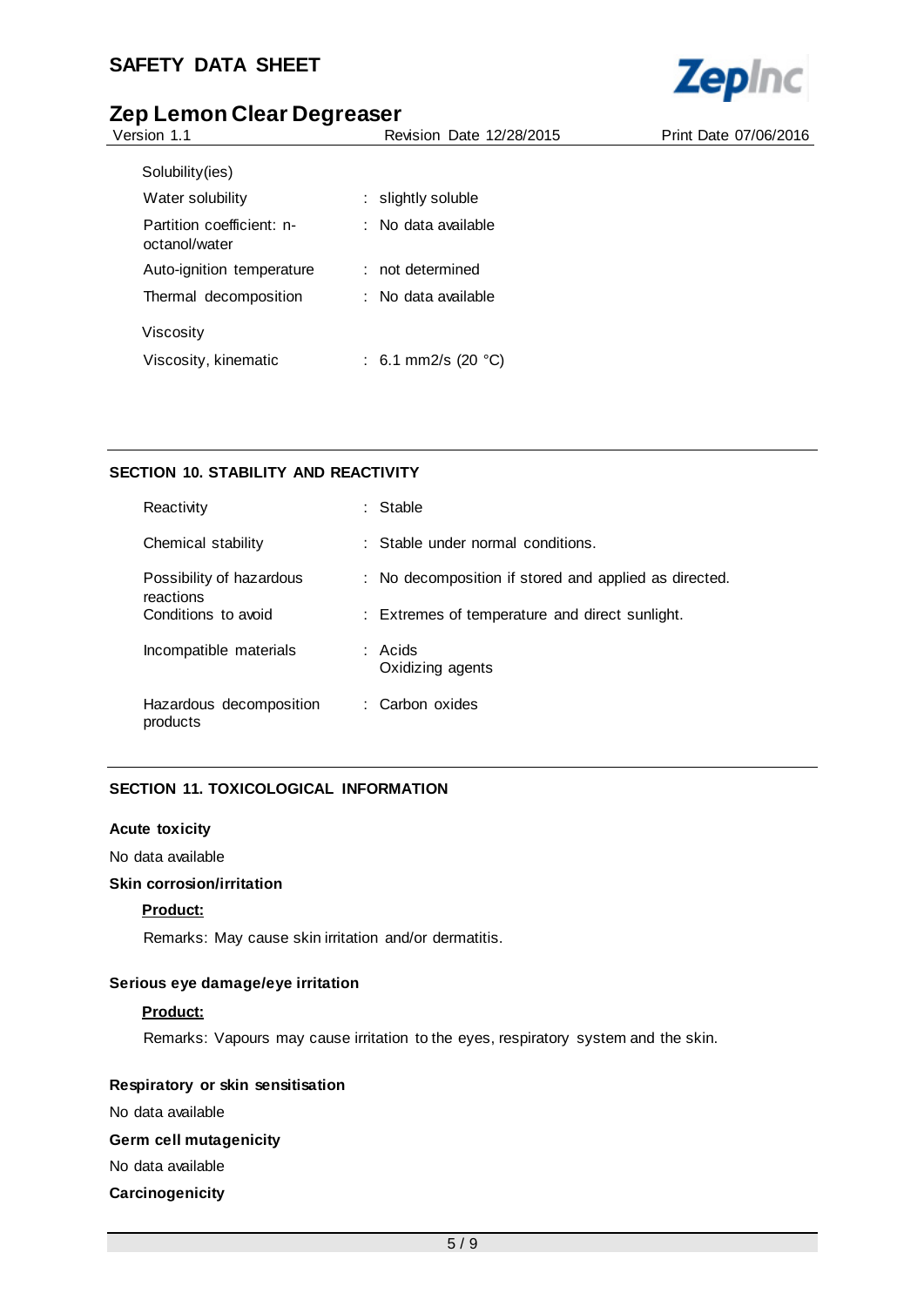| | | |
|---|---|---|
| Solubility(ies) | | |
| Water solubility | : | slightly soluble |
| Partition coefficient: n-octanol/water | : | No data available |
| Auto-ignition temperature | : | not determined |
| Thermal decomposition | : | No data available |
| Viscosity | | |
| Viscosity, kinematic | : | 6.1 mm2/s (20 °C) |

## SECTION 10. STABILITY AND REACTIVITY

| | | |
|---|---|---|
| Reactivity | : | Stable |
| Chemical stability | : | Stable under normal conditions. |
| Possibility of hazardous reactions | : | No decomposition if stored and applied as directed. |
| Conditions to avoid | : | Extremes of temperature and direct sunlight. |
| Incompatible materials | : | Acids<br>Oxidizing agents |
| Hazardous decomposition products | : | Carbon oxides |

## SECTION 11. TOXICOLOGICAL INFORMATION

**Acute toxicity**

No data available

**Skin corrosion/irritation**

**Product:**

Remarks: May cause skin irritation and/or dermatitis.

**Serious eye damage/eye irritation**

**Product:**

Remarks: Vapours may cause irritation to the eyes, respiratory system and the skin.

**Respiratory or skin sensitisation**

No data available

**Germ cell mutagenicity**

No data available

**Carcinogenicity**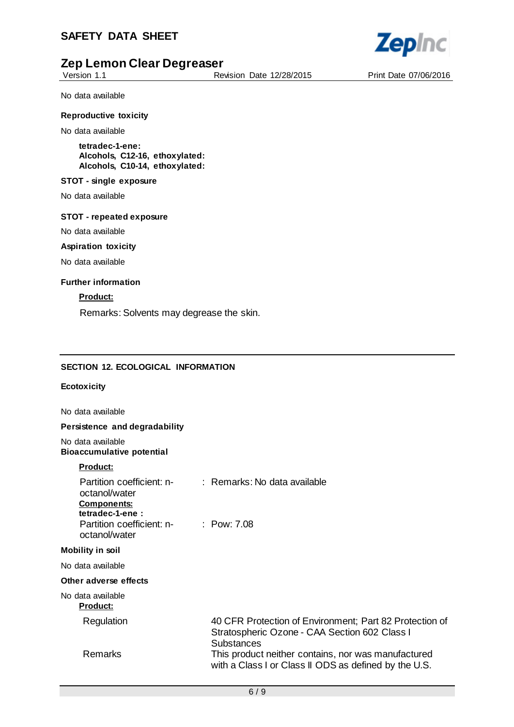No data available

**Reproductive toxicity**

No data available

**tetradec-1-ene:**
**Alcohols, C12-16, ethoxylated:**
**Alcohols, C10-14, ethoxylated:**

**STOT - single exposure**

No data available

**STOT - repeated exposure**

No data available

**Aspiration toxicity**

No data available

**Further information**

**Product:**

Remarks: Solvents may degrease the skin.

## SECTION 12. ECOLOGICAL INFORMATION

**Ecotoxicity**

No data available

**Persistence and degradability**

No data available

**Bioaccumulative potential**

**Product:**

Partition coefficient: n-octanol/water : Remarks: No data available

**Components:**

**tetradec-1-ene :**

Partition coefficient: n-octanol/water : Pow: 7.08

**Mobility in soil**

No data available

**Other adverse effects**

No data available

**Product:**

| | |
|---|---|
| Regulation | 40 CFR Protection of Environment; Part 82 Protection of Stratospheric Ozone - CAA Section 602 Class I Substances |
| Remarks | This product neither contains, nor was manufactured with a Class I or Class II ODS as defined by the U.S. |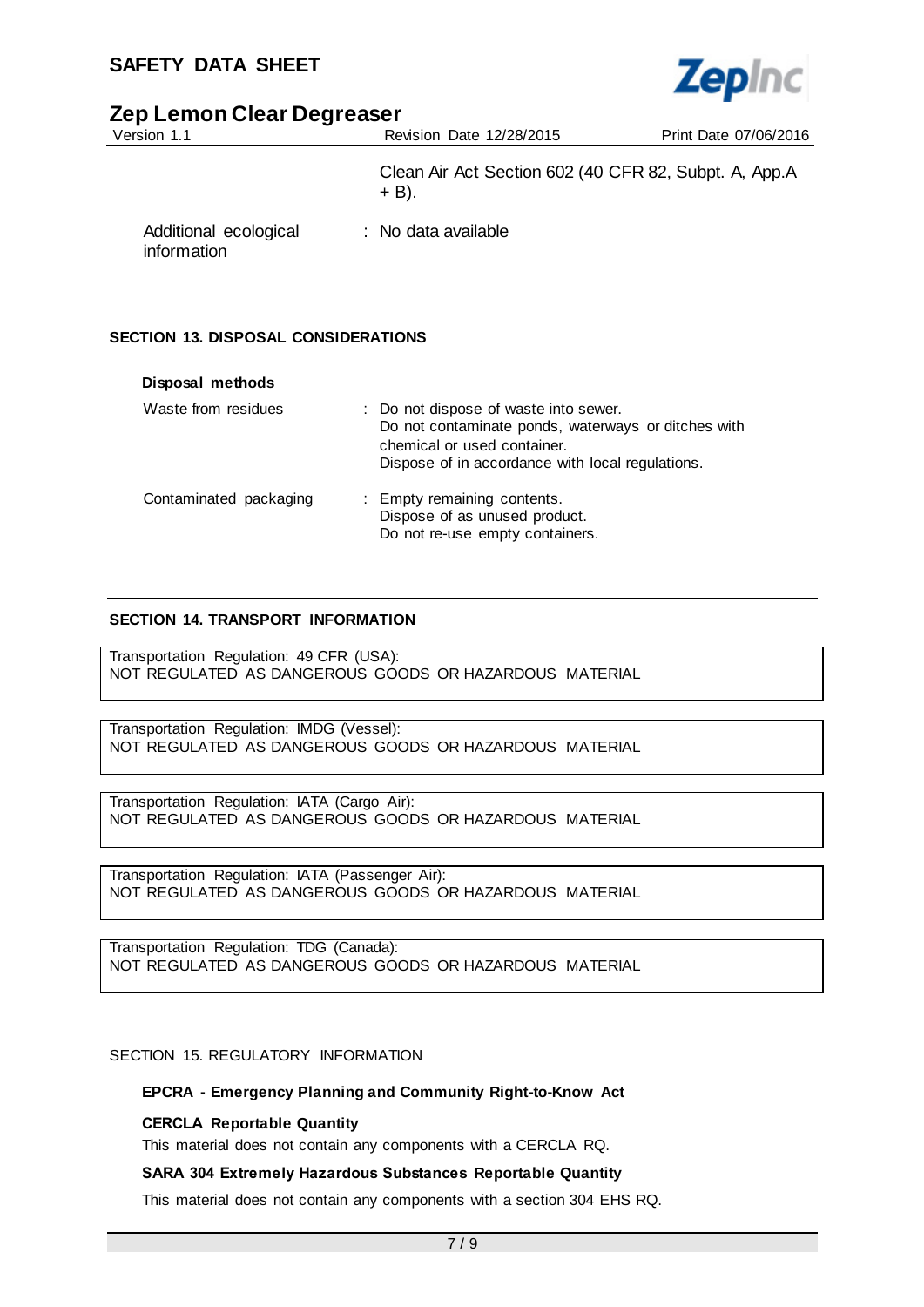| | |
|---|---|
| | Clean Air Act Section 602 (40 CFR 82, Subpt. A, App.A + B). |
| Additional ecological information | : No data available |

## SECTION 13. DISPOSAL CONSIDERATIONS

**Disposal methods**

| | |
|---|---|
| Waste from residues | : Do not dispose of waste into sewer.<br>Do not contaminate ponds, waterways or ditches with chemical or used container.<br>Dispose of in accordance with local regulations. |
| Contaminated packaging | : Empty remaining contents.<br>Dispose of as unused product.<br>Do not re-use empty containers. |

## SECTION 14. TRANSPORT INFORMATION

Transportation Regulation: 49 CFR (USA):
NOT REGULATED AS DANGEROUS GOODS OR HAZARDOUS MATERIAL

Transportation Regulation: IMDG (Vessel):
NOT REGULATED AS DANGEROUS GOODS OR HAZARDOUS MATERIAL

Transportation Regulation: IATA (Cargo Air):
NOT REGULATED AS DANGEROUS GOODS OR HAZARDOUS MATERIAL

Transportation Regulation: IATA (Passenger Air):
NOT REGULATED AS DANGEROUS GOODS OR HAZARDOUS MATERIAL

Transportation Regulation: TDG (Canada):
NOT REGULATED AS DANGEROUS GOODS OR HAZARDOUS MATERIAL

## SECTION 15. REGULATORY INFORMATION

**EPCRA - Emergency Planning and Community Right-to-Know Act**

**CERCLA Reportable Quantity**

This material does not contain any components with a CERCLA RQ.

**SARA 304 Extremely Hazardous Substances Reportable Quantity**

This material does not contain any components with a section 304 EHS RQ.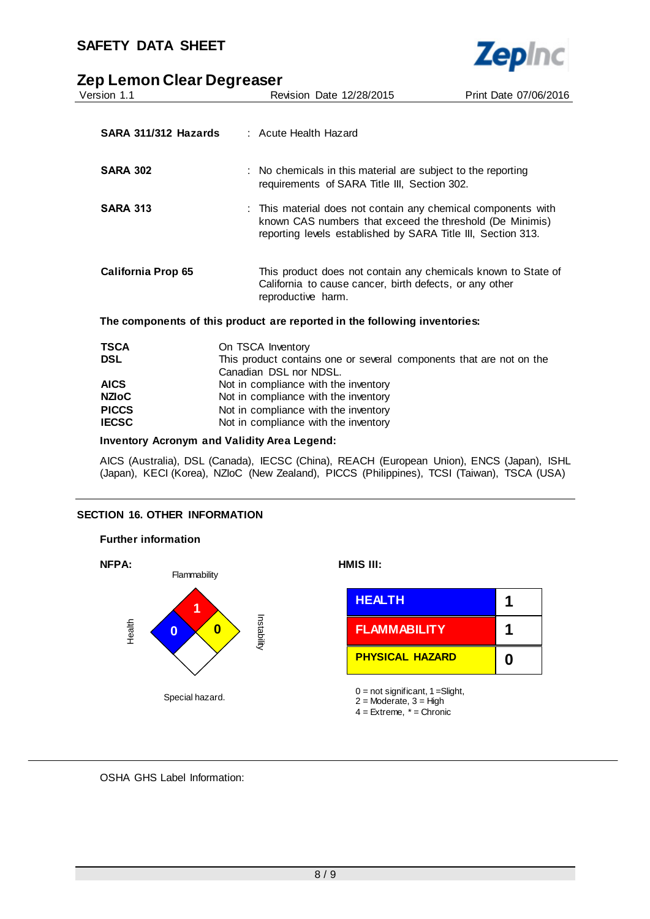| | | |
|---|---|---|
| **SARA 311/312 Hazards** | : | Acute Health Hazard |
| **SARA 302** | : | No chemicals in this material are subject to the reporting requirements of SARA Title III, Section 302. |
| **SARA 313** | : | This material does not contain any chemical components with known CAS numbers that exceed the threshold (De Minimis) reporting levels established by SARA Title III, Section 313. |
| **California Prop 65** | | This product does not contain any chemicals known to State of California to cause cancer, birth defects, or any other reproductive harm. |

**The components of this product are reported in the following inventories:**

| | |
|---|---|
| **TSCA** | On TSCA Inventory |
| **DSL** | This product contains one or several components that are not on the Canadian DSL nor NDSL. |
| **AICS** | Not in compliance with the inventory |
| **NZIoC** | Not in compliance with the inventory |
| **PICCS** | Not in compliance with the inventory |
| **IECSC** | Not in compliance with the inventory |

**Inventory Acronym and Validity Area Legend:**

AICS (Australia), DSL (Canada), IECSC (China), REACH (European Union), ENCS (Japan), ISHL (Japan), KECI (Korea), NZIoC (New Zealand), PICCS (Philippines), TCSI (Taiwan), TSCA (USA)

## SECTION 16. OTHER INFORMATION

**Further information**

**NFPA:**

Flammability: 1
Health: 0
Instability: 0
Special hazard.

**HMIS III:**

| | |
|---|---|
| **HEALTH** | **1** |
| **FLAMMABILITY** | **1** |
| **PHYSICAL HAZARD** | **0** |

0 = not significant, 1 =Slight,
2 = Moderate, 3 = High
4 = Extreme, * = Chronic

OSHA GHS Label Information: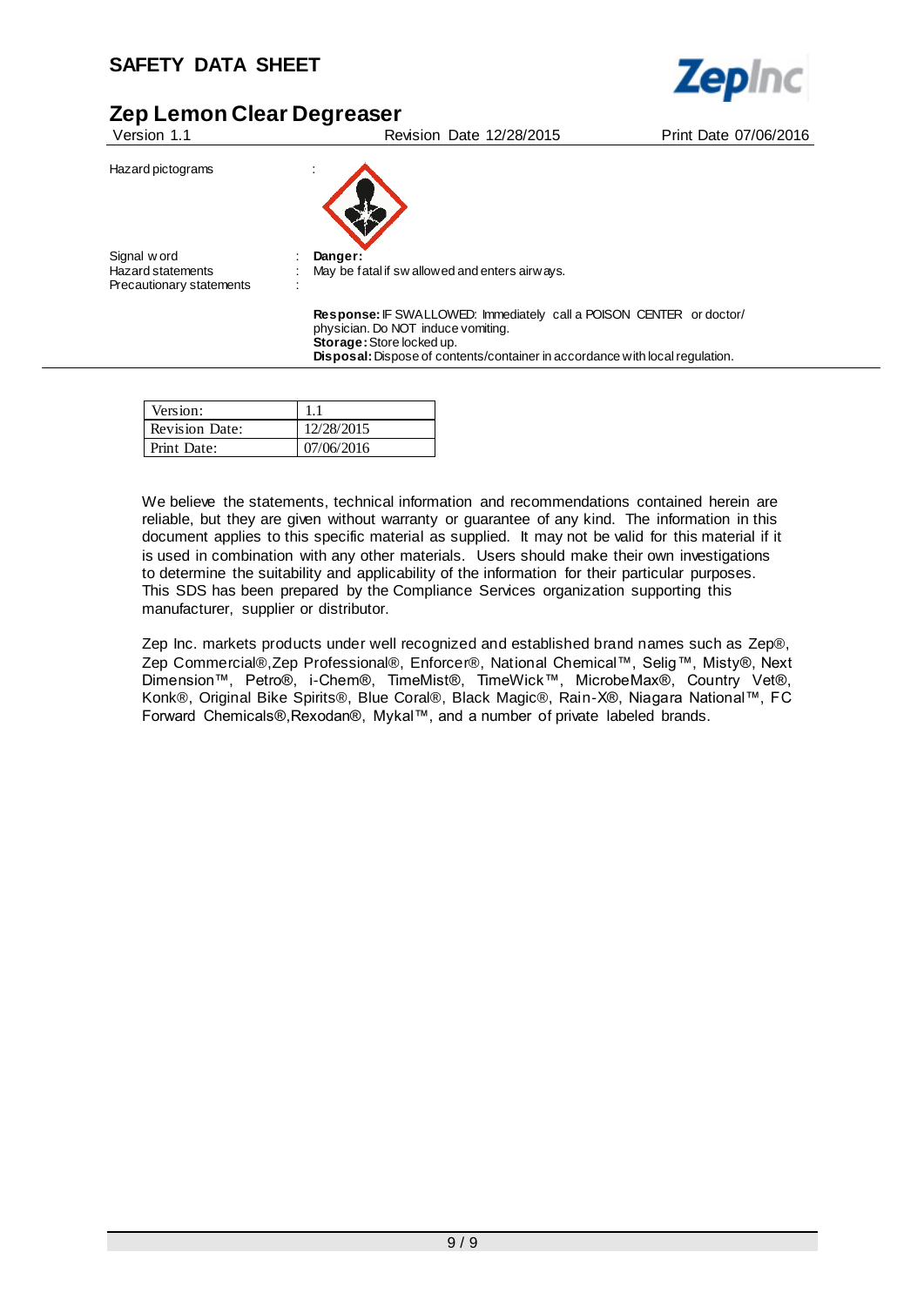Hazard pictograms :

Signal word : **Danger:**

Hazard statements : May be fatal if swallowed and enters airways.

Precautionary statements :

**Response:** IF SWALLOWED: Immediately call a POISON CENTER or doctor/ physician. Do NOT induce vomiting.
**Storage:** Store locked up.
**Disposal:** Dispose of contents/container in accordance with local regulation.

| | |
|---|---|
| Version: | 1.1 |
| Revision Date: | 12/28/2015 |
| Print Date: | 07/06/2016 |

We believe the statements, technical information and recommendations contained herein are reliable, but they are given without warranty or guarantee of any kind. The information in this document applies to this specific material as supplied. It may not be valid for this material if it is used in combination with any other materials. Users should make their own investigations to determine the suitability and applicability of the information for their particular purposes. This SDS has been prepared by the Compliance Services organization supporting this manufacturer, supplier or distributor.

Zep Inc. markets products under well recognized and established brand names such as Zep®, Zep Commercial®,Zep Professional®, Enforcer®, National Chemical™, Selig™, Misty®, Next Dimension™, Petro®, i-Chem®, TimeMist®, TimeWick™, MicrobeMax®, Country Vet®, Konk®, Original Bike Spirits®, Blue Coral®, Black Magic®, Rain-X®, Niagara National™, FC Forward Chemicals®,Rexodan®, Mykal™, and a number of private labeled brands.